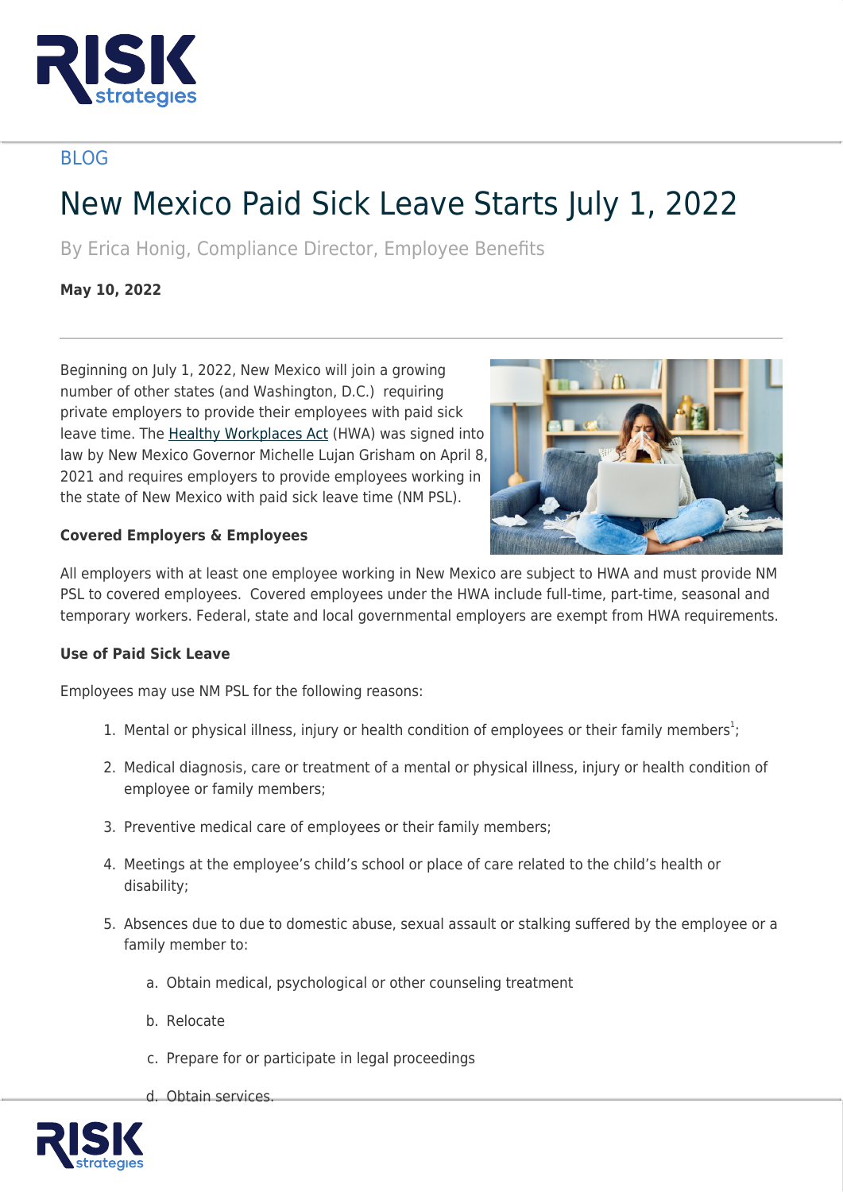BLOG

# New Mexico Paid Sick Leave Starts July 1, 2022

By Erica Honig, Compliance Director, Employee Benefits

**May 10, 2022**

---

Beginning on July 1, 2022, New Mexico will join a growing number of other states (and Washington, D.C.) requiring private employers to provide their employees with paid sick leave time. The Healthy Workplaces Act (HWA) was signed into law by New Mexico Governor Michelle Lujan Grisham on April 8, 2021 and requires employers to provide employees working in the state of New Mexico with paid sick leave time (NM PSL).

**Covered Employers & Employees**

All employers with at least one employee working in New Mexico are subject to HWA and must provide NM PSL to covered employees. Covered employees under the HWA include full-time, part-time, seasonal and temporary workers. Federal, state and local governmental employers are exempt from HWA requirements.

**Use of Paid Sick Leave**

Employees may use NM PSL for the following reasons:

1. Mental or physical illness, injury or health condition of employees or their family members[1];
2. Medical diagnosis, care or treatment of a mental or physical illness, injury or health condition of employee or family members;
3. Preventive medical care of employees or their family members;
4. Meetings at the employee's child's school or place of care related to the child's health or disability;
5. Absences due to due to domestic abuse, sexual assault or stalking suffered by the employee or a family member to:
    a. Obtain medical, psychological or other counseling treatment
    b. Relocate
    c. Prepare for or participate in legal proceedings
    d. Obtain services.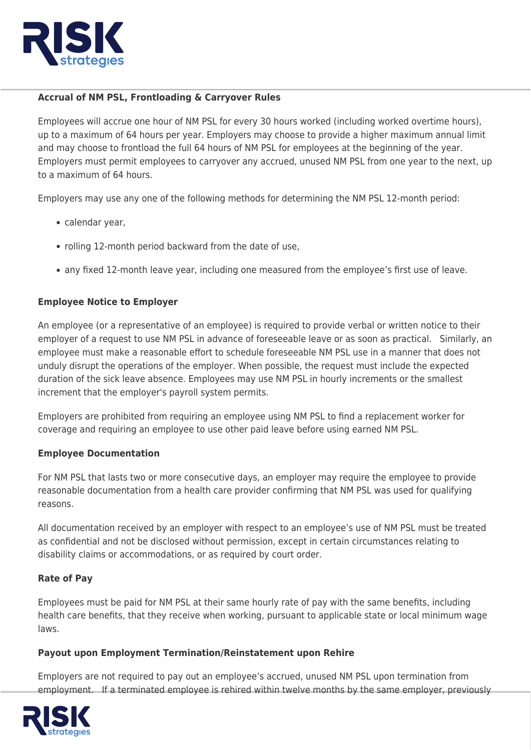**Accrual of NM PSL, Frontloading & Carryover Rules**

Employees will accrue one hour of NM PSL for every 30 hours worked (including worked overtime hours), up to a maximum of 64 hours per year. Employers may choose to provide a higher maximum annual limit and may choose to frontload the full 64 hours of NM PSL for employees at the beginning of the year. Employers must permit employees to carryover any accrued, unused NM PSL from one year to the next, up to a maximum of 64 hours.

Employers may use any one of the following methods for determining the NM PSL 12-month period:

- calendar year,
- rolling 12-month period backward from the date of use,
- any fixed 12-month leave year, including one measured from the employee's first use of leave.

**Employee Notice to Employer**

An employee (or a representative of an employee) is required to provide verbal or written notice to their employer of a request to use NM PSL in advance of foreseeable leave or as soon as practical. Similarly, an employee must make a reasonable effort to schedule foreseeable NM PSL use in a manner that does not unduly disrupt the operations of the employer. When possible, the request must include the expected duration of the sick leave absence. Employees may use NM PSL in hourly increments or the smallest increment that the employer's payroll system permits.

Employers are prohibited from requiring an employee using NM PSL to find a replacement worker for coverage and requiring an employee to use other paid leave before using earned NM PSL.

**Employee Documentation**

For NM PSL that lasts two or more consecutive days, an employer may require the employee to provide reasonable documentation from a health care provider confirming that NM PSL was used for qualifying reasons.

All documentation received by an employer with respect to an employee's use of NM PSL must be treated as confidential and not be disclosed without permission, except in certain circumstances relating to disability claims or accommodations, or as required by court order.

**Rate of Pay**

Employees must be paid for NM PSL at their same hourly rate of pay with the same benefits, including health care benefits, that they receive when working, pursuant to applicable state or local minimum wage laws.

**Payout upon Employment Termination/Reinstatement upon Rehire**

Employers are not required to pay out an employee's accrued, unused NM PSL upon termination from employment. If a terminated employee is rehired within twelve months by the same employer, previously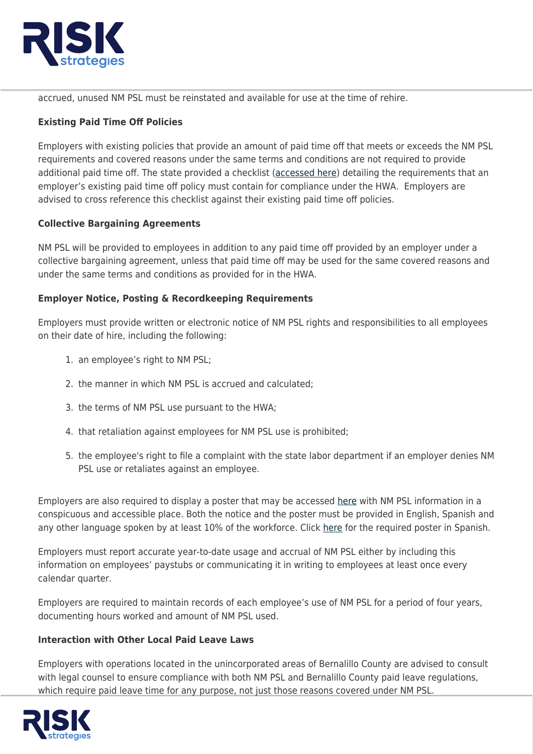accrued, unused NM PSL must be reinstated and available for use at the time of rehire.

**Existing Paid Time Off Policies**

Employers with existing policies that provide an amount of paid time off that meets or exceeds the NM PSL requirements and covered reasons under the same terms and conditions are not required to provide additional paid time off. The state provided a checklist (accessed here) detailing the requirements that an employer's existing paid time off policy must contain for compliance under the HWA. Employers are advised to cross reference this checklist against their existing paid time off policies.

**Collective Bargaining Agreements**

NM PSL will be provided to employees in addition to any paid time off provided by an employer under a collective bargaining agreement, unless that paid time off may be used for the same covered reasons and under the same terms and conditions as provided for in the HWA.

**Employer Notice, Posting & Recordkeeping Requirements**

Employers must provide written or electronic notice of NM PSL rights and responsibilities to all employees on their date of hire, including the following:

1. an employee's right to NM PSL;
2. the manner in which NM PSL is accrued and calculated;
3. the terms of NM PSL use pursuant to the HWA;
4. that retaliation against employees for NM PSL use is prohibited;
5. the employee's right to file a complaint with the state labor department if an employer denies NM PSL use or retaliates against an employee.

Employers are also required to display a poster that may be accessed here with NM PSL information in a conspicuous and accessible place. Both the notice and the poster must be provided in English, Spanish and any other language spoken by at least 10% of the workforce. Click here for the required poster in Spanish.

Employers must report accurate year-to-date usage and accrual of NM PSL either by including this information on employees' paystubs or communicating it in writing to employees at least once every calendar quarter.

Employers are required to maintain records of each employee's use of NM PSL for a period of four years, documenting hours worked and amount of NM PSL used.

**Interaction with Other Local Paid Leave Laws**

Employers with operations located in the unincorporated areas of Bernalillo County are advised to consult with legal counsel to ensure compliance with both NM PSL and Bernalillo County paid leave regulations, which require paid leave time for any purpose, not just those reasons covered under NM PSL.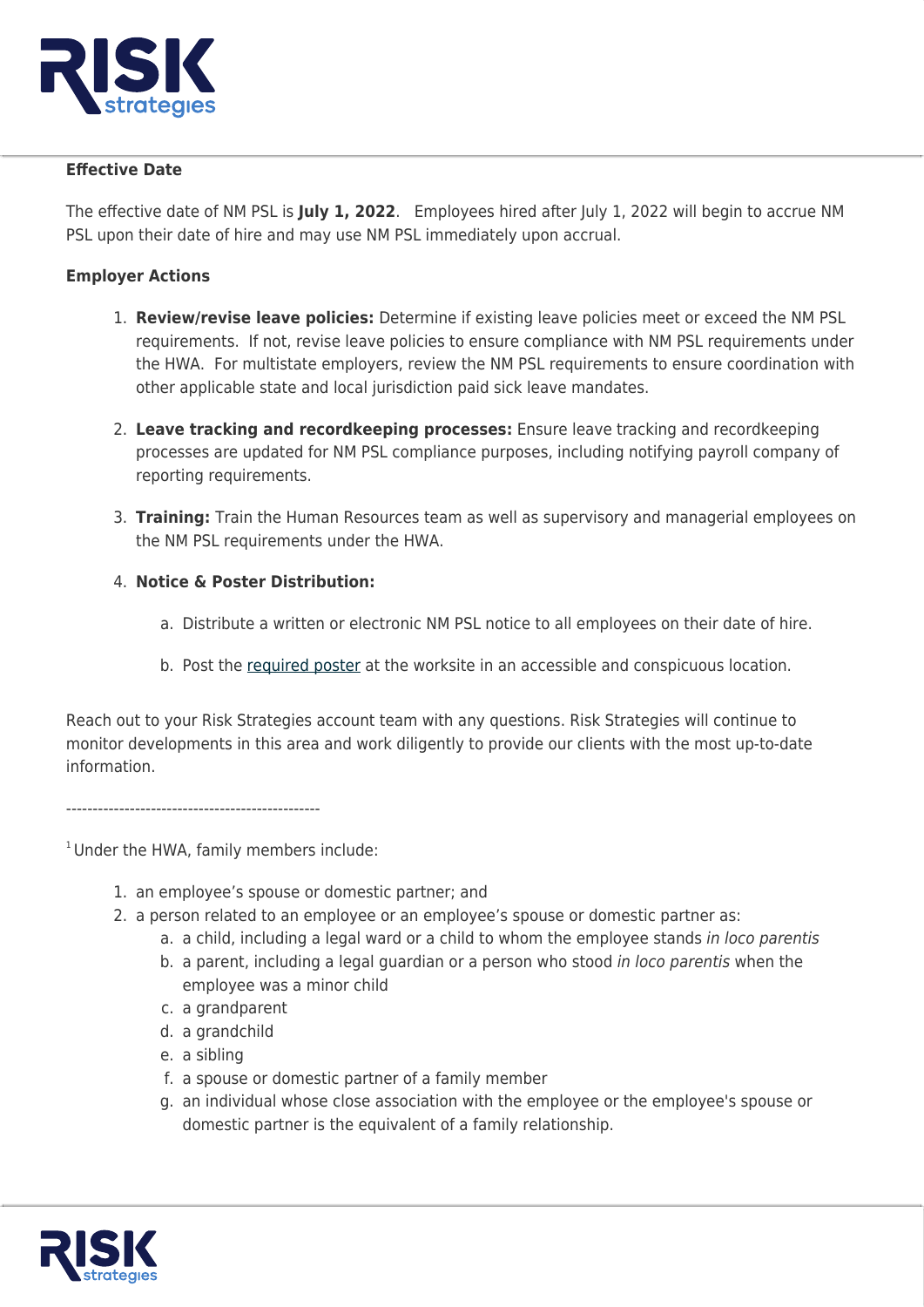**Effective Date**

The effective date of NM PSL is **July 1, 2022**.  Employees hired after July 1, 2022 will begin to accrue NM PSL upon their date of hire and may use NM PSL immediately upon accrual.

**Employer Actions**

1. **Review/revise leave policies:** Determine if existing leave policies meet or exceed the NM PSL requirements.  If not, revise leave policies to ensure compliance with NM PSL requirements under the HWA.  For multistate employers, review the NM PSL requirements to ensure coordination with other applicable state and local jurisdiction paid sick leave mandates.

2. **Leave tracking and recordkeeping processes:** Ensure leave tracking and recordkeeping processes are updated for NM PSL compliance purposes, including notifying payroll company of reporting requirements.

3. **Training:** Train the Human Resources team as well as supervisory and managerial employees on the NM PSL requirements under the HWA.

4. **Notice & Poster Distribution:**

    a. Distribute a written or electronic NM PSL notice to all employees on their date of hire.

    b. Post the required poster at the worksite in an accessible and conspicuous location.

Reach out to your Risk Strategies account team with any questions. Risk Strategies will continue to monitor developments in this area and work diligently to provide our clients with the most up-to-date information.

------------------------------------------------

[1] Under the HWA, family members include:

1. an employee's spouse or domestic partner; and
2. a person related to an employee or an employee's spouse or domestic partner as:
    a. a child, including a legal ward or a child to whom the employee stands *in loco parentis*
    b. a parent, including a legal guardian or a person who stood *in loco parentis* when the employee was a minor child
    c. a grandparent
    d. a grandchild
    e. a sibling
    f. a spouse or domestic partner of a family member
    g. an individual whose close association with the employee or the employee's spouse or domestic partner is the equivalent of a family relationship.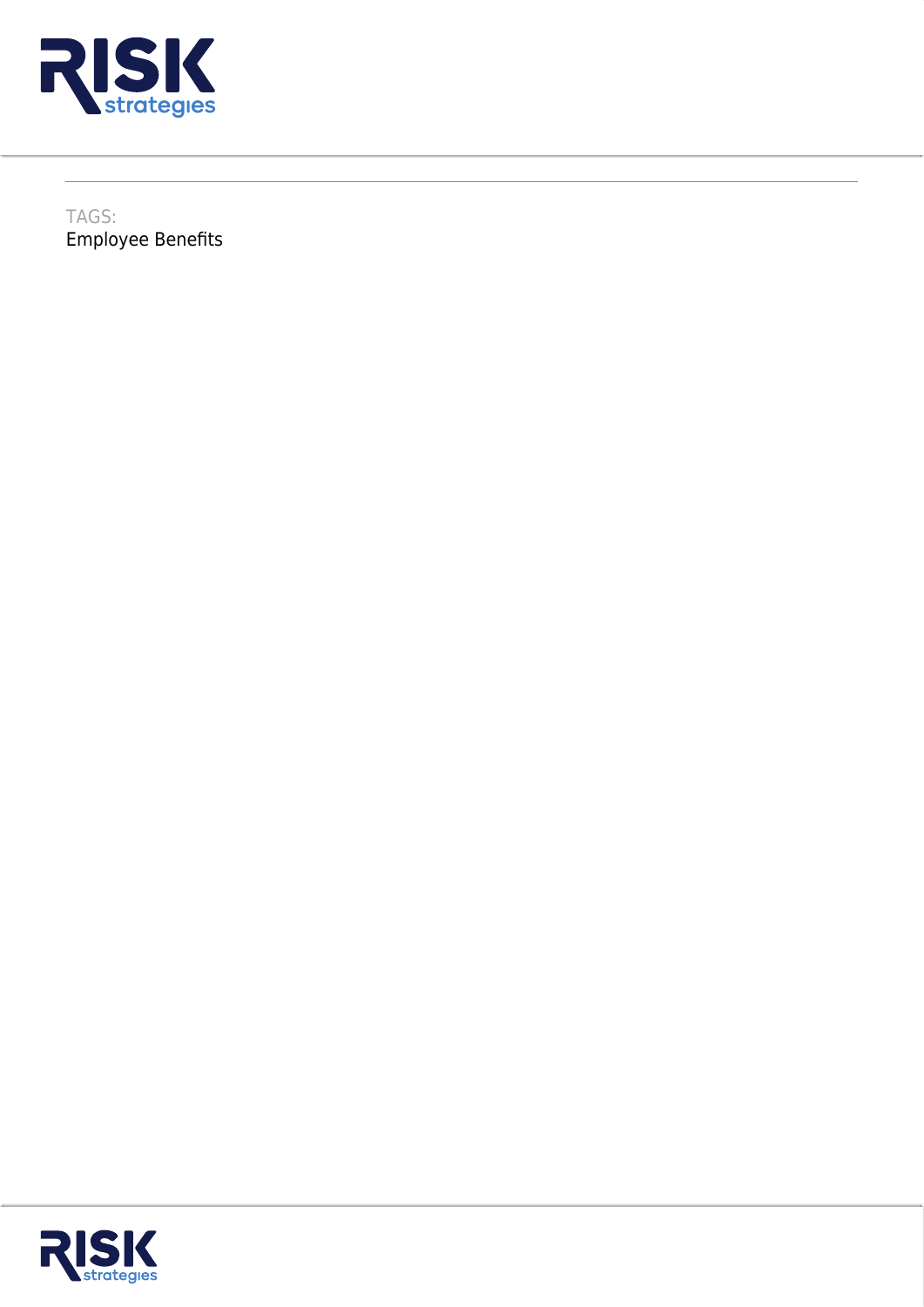TAGS:
Employee Benefits